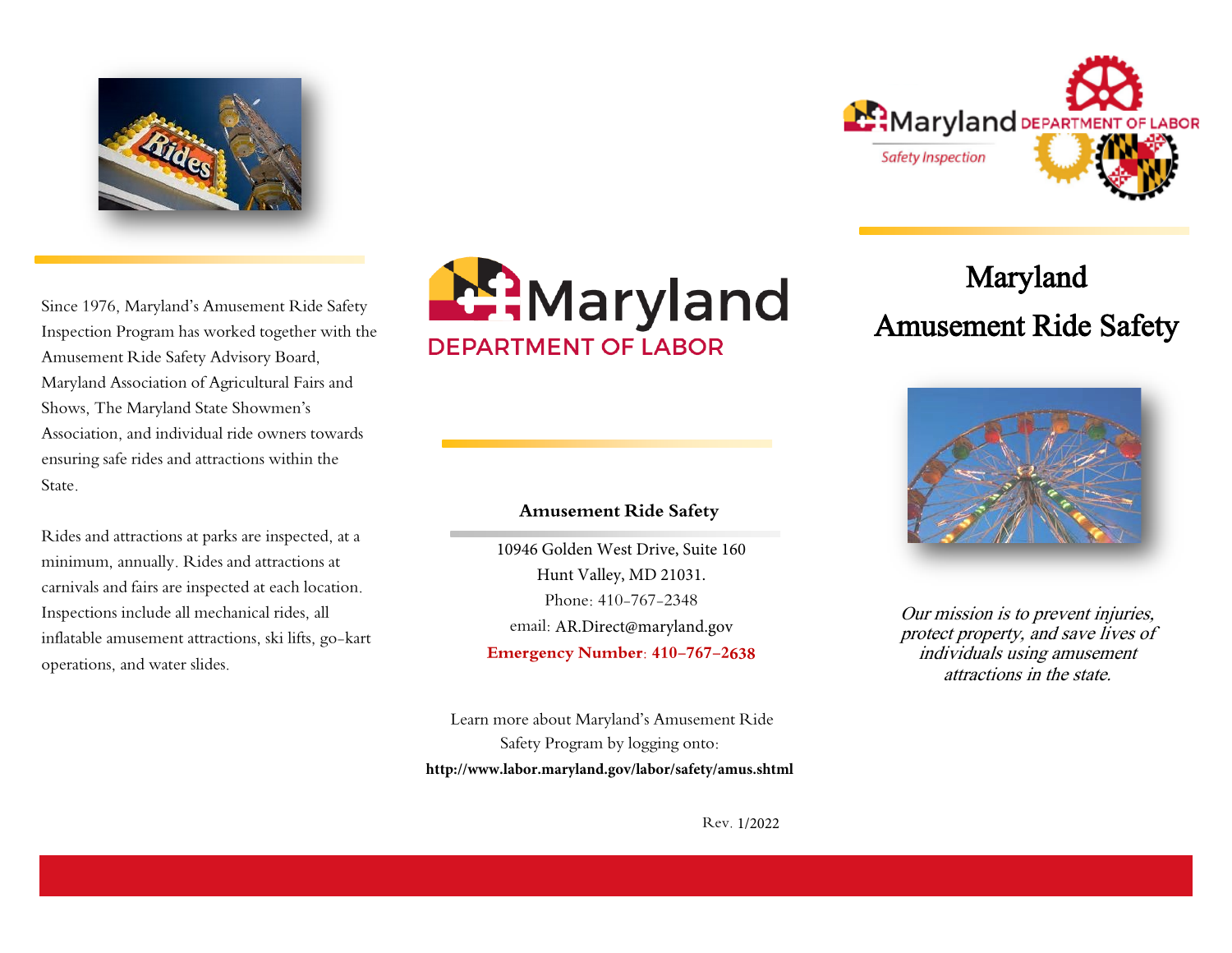# Maryland Amusement Ride Safety

*Our mission is to prevent injuries, protect property, and save lives of individuals using amusement attractions in the state.*

Since 1976, Maryland's Amusement Ride Safety Inspection Program has worked together with the Amusement Ride Safety Advisory Board, Maryland Association of Agricultural Fairs and Shows, The Maryland State Showmen's Association, and individual ride owners towards ensuring safe rides and attractions within the State.

Rides and attractions at parks are inspected, at a minimum, annually. Rides and attractions at carnivals and fairs are inspected at each location. Inspections include all mechanical rides, all inflatable amusement attractions, ski lifts, go-kart operations, and water slides.

Maryland DEPARTMENT OF LABOR

**Amusement Ride Safety**

10946 Golden West Drive, Suite 160
Hunt Valley, MD 21031.
Phone: 410-767-2348
email: AR.Direct@maryland.gov
**Emergency Number: 410-767-2638**

Learn more about Maryland's Amusement Ride Safety Program by logging onto:
**http://www.labor.maryland.gov/labor/safety/amus.shtml**

Rev. 1/2022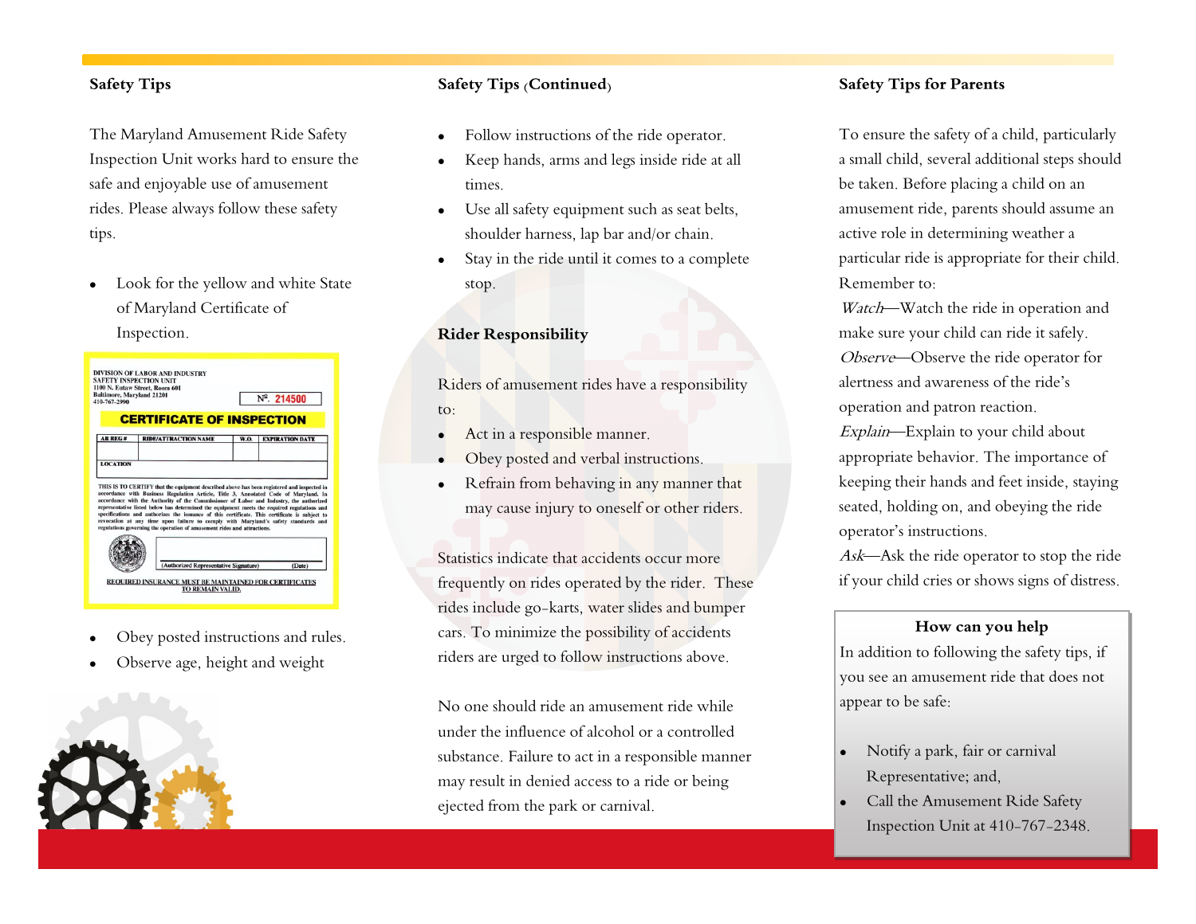## Safety Tips

The Maryland Amusement Ride Safety Inspection Unit works hard to ensure the safe and enjoyable use of amusement rides. Please always follow these safety tips.

- Look for the yellow and white State of Maryland Certificate of Inspection.

DIVISION OF LABOR AND INDUSTRY
SAFETY INSPECTION UNIT
1100 N. Eutaw Street, Room 601
Baltimore, Maryland 21201
410-767-2990

№. 214500

CERTIFICATE OF INSPECTION

| AR REG # | RIDE/ATTRACTION NAME | W.O. | EXPIRATION DATE |
|---|---|---|---|
| LOCATION | | | |

THIS IS TO CERTIFY that the equipment described above has been registered and inspected in accordance with Business Regulation Article, Title 3, Annotated Code of Maryland. In accordance with the Authority of the Commissioner of Labor and Industry, the authorized representative listed below has determined the equipment meets the required regulations and specifications and authorizes the issuance of this certificate. This certificate is subject to revocation at any time upon failure to comply with Maryland's safety standards and regulations governing the operation of amusement rides and attractions.

(Authorized Representative Signature) (Date)

REQUIRED INSURANCE MUST BE MAINTAINED FOR CERTIFICATES TO REMAIN VALID.

- Obey posted instructions and rules.
- Observe age, height and weight

## Safety Tips (Continued)

- Follow instructions of the ride operator.
- Keep hands, arms and legs inside ride at all times.
- Use all safety equipment such as seat belts, shoulder harness, lap bar and/or chain.
- Stay in the ride until it comes to a complete stop.

## Rider Responsibility

Riders of amusement rides have a responsibility to:

- Act in a responsible manner.
- Obey posted and verbal instructions.
- Refrain from behaving in any manner that may cause injury to oneself or other riders.

Statistics indicate that accidents occur more frequently on rides operated by the rider. These rides include go-karts, water slides and bumper cars. To minimize the possibility of accidents riders are urged to follow instructions above.

No one should ride an amusement ride while under the influence of alcohol or a controlled substance. Failure to act in a responsible manner may result in denied access to a ride or being ejected from the park or carnival.

## Safety Tips for Parents

To ensure the safety of a child, particularly a small child, several additional steps should be taken. Before placing a child on an amusement ride, parents should assume an active role in determining weather a particular ride is appropriate for their child. Remember to:

*Watch*—Watch the ride in operation and make sure your child can ride it safely.

*Observe*—Observe the ride operator for alertness and awareness of the ride's operation and patron reaction.

*Explain*—Explain to your child about appropriate behavior. The importance of keeping their hands and feet inside, staying seated, holding on, and obeying the ride operator's instructions.

*Ask*—Ask the ride operator to stop the ride if your child cries or shows signs of distress.

**How can you help**

In addition to following the safety tips, if you see an amusement ride that does not appear to be safe:

- Notify a park, fair or carnival Representative; and,
- Call the Amusement Ride Safety Inspection Unit at 410-767-2348.